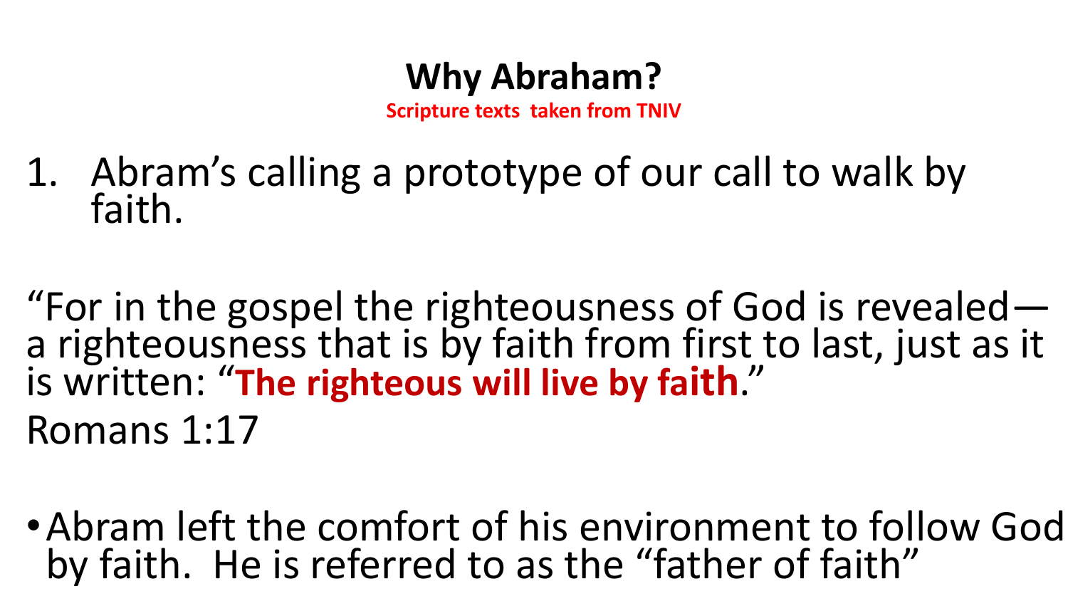# Why Abraham?

**Scripture texts taken from TNIV**

1. Abram's calling a prototype of our call to walk by faith.

"For in the gospel the righteousness of God is revealed—a righteousness that is by faith from first to last, just as it is written: "**The righteous will live by faith**."
Romans 1:17

- Abram left the comfort of his environment to follow God by faith. He is referred to as the "father of faith"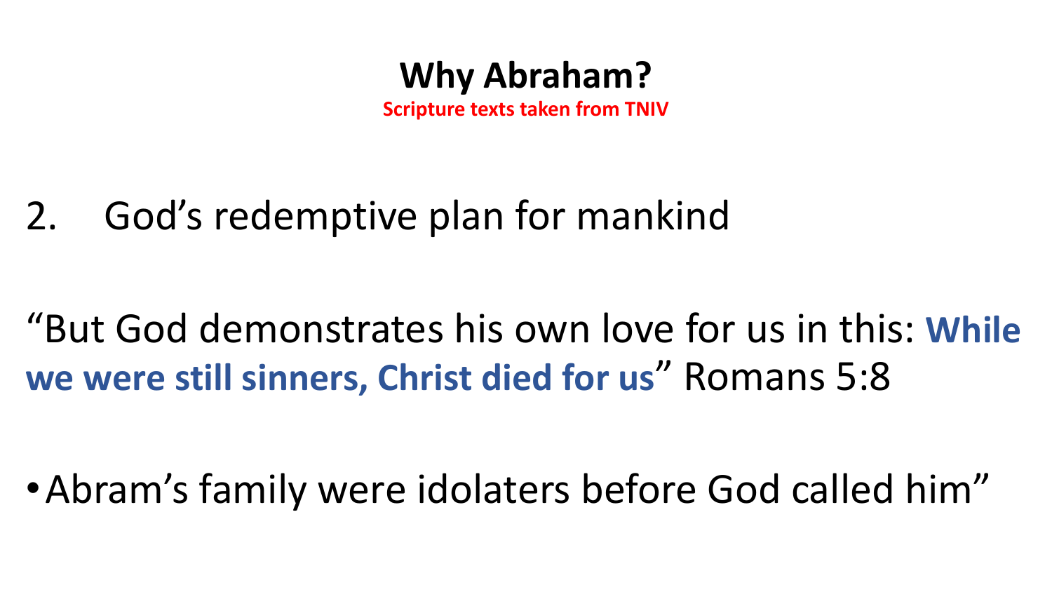# Why Abraham?

**Scripture texts taken from TNIV**

2. God's redemptive plan for mankind

"But God demonstrates his own love for us in this: **While we were still sinners, Christ died for us**" Romans 5:8

- Abram's family were idolaters before God called him"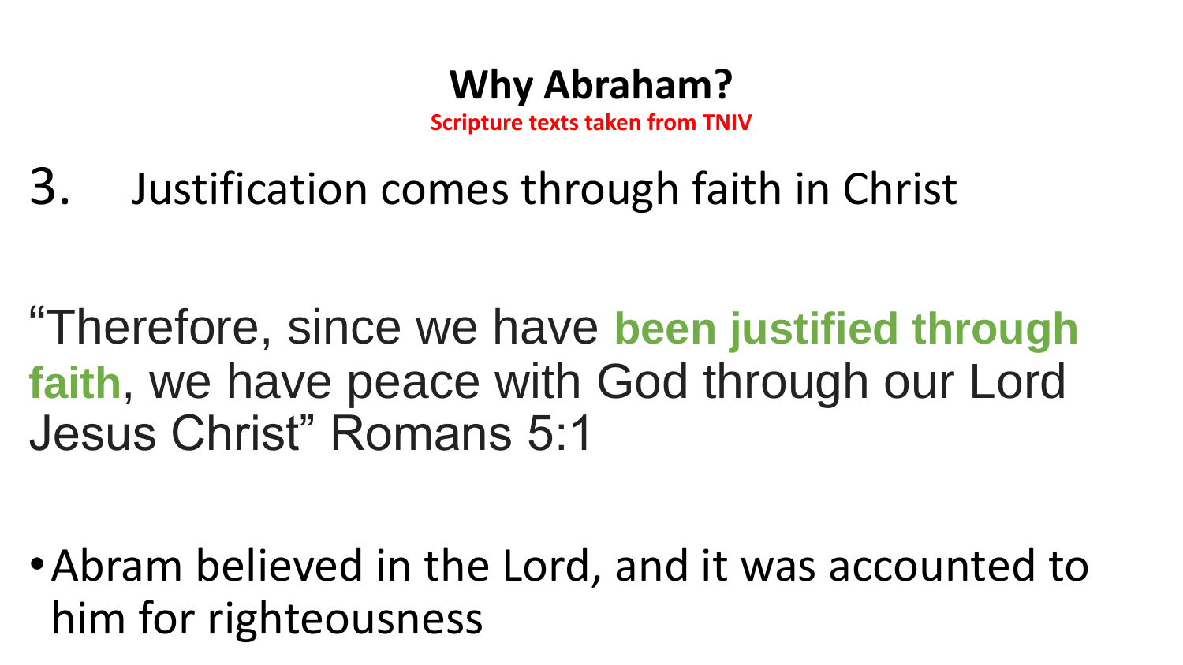# Why Abraham?

Scripture texts taken from TNIV

3. Justification comes through faith in Christ

"Therefore, since we have **been justified through faith**, we have peace with God through our Lord Jesus Christ" Romans 5:1

- Abram believed in the Lord, and it was accounted to him for righteousness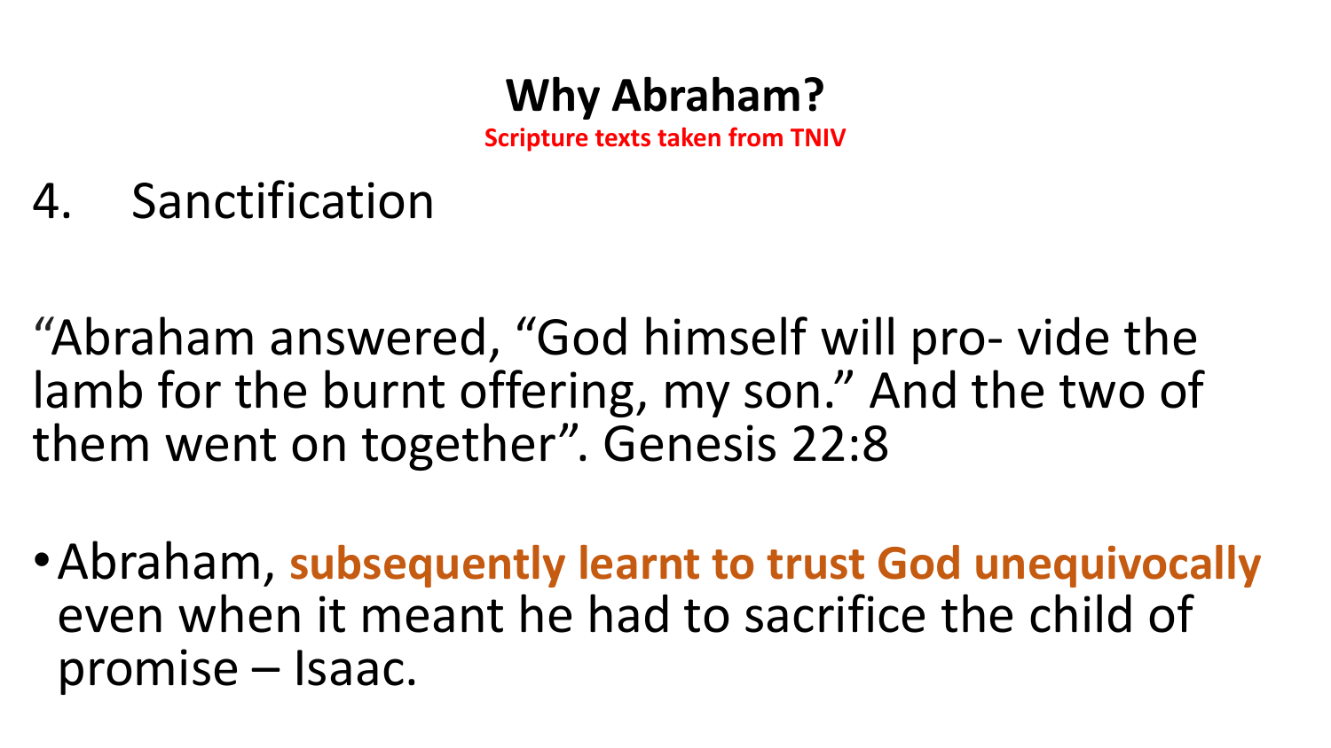# Why Abraham?

**Scripture texts taken from TNIV**

4. Sanctification

“Abraham answered, “God himself will pro- vide the lamb for the burnt offering, my son.” And the two of them went on together”. Genesis 22:8

- Abraham, **subsequently learnt to trust God unequivocally** even when it meant he had to sacrifice the child of promise – Isaac.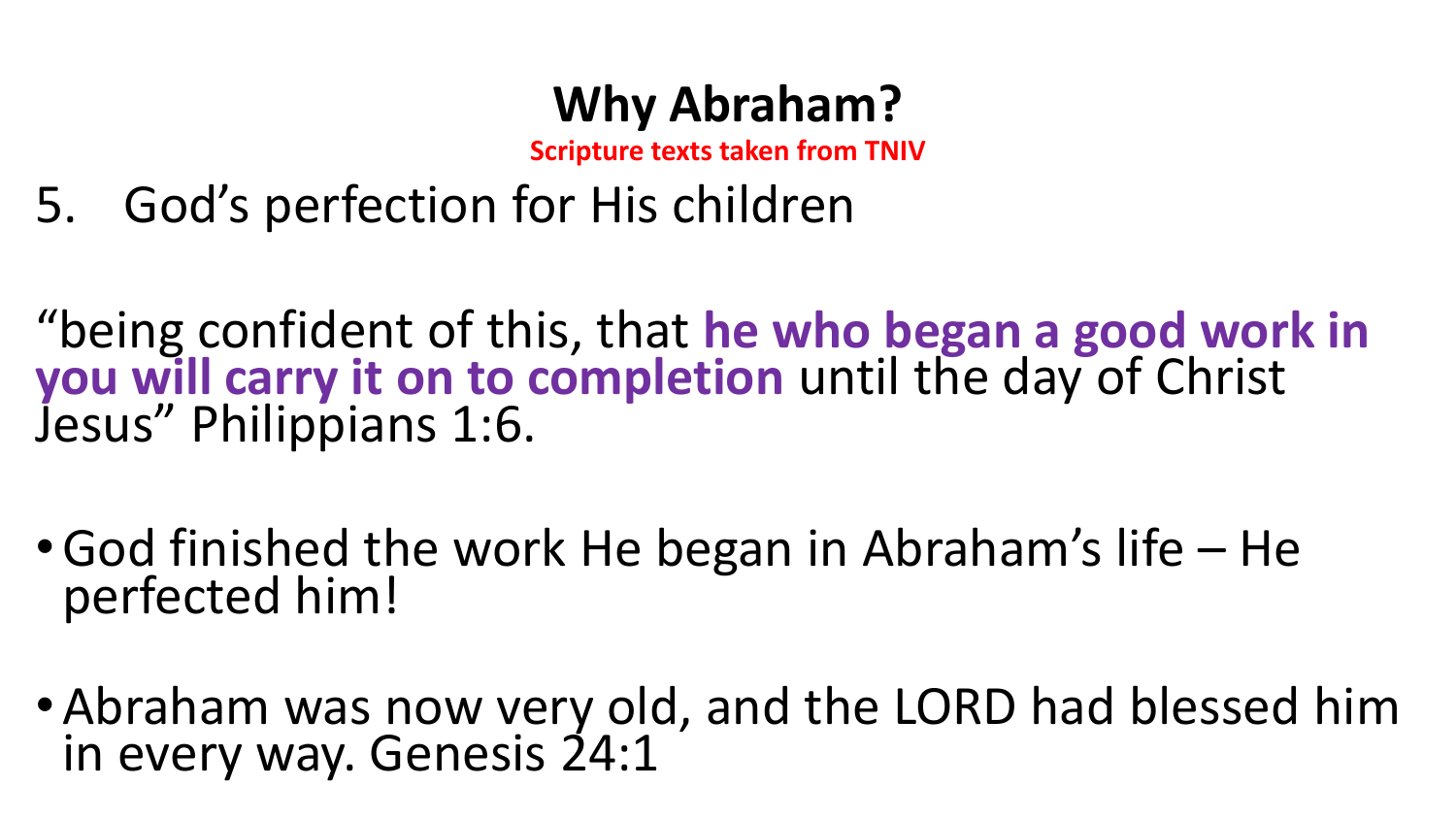# Why Abraham?

Scripture texts taken from TNIV

5. God's perfection for His children

"being confident of this, that **he who began a good work in you will carry it on to completion** until the day of Christ Jesus" Philippians 1:6.

- God finished the work He began in Abraham's life – He perfected him!
- Abraham was now very old, and the LORD had blessed him in every way. Genesis 24:1